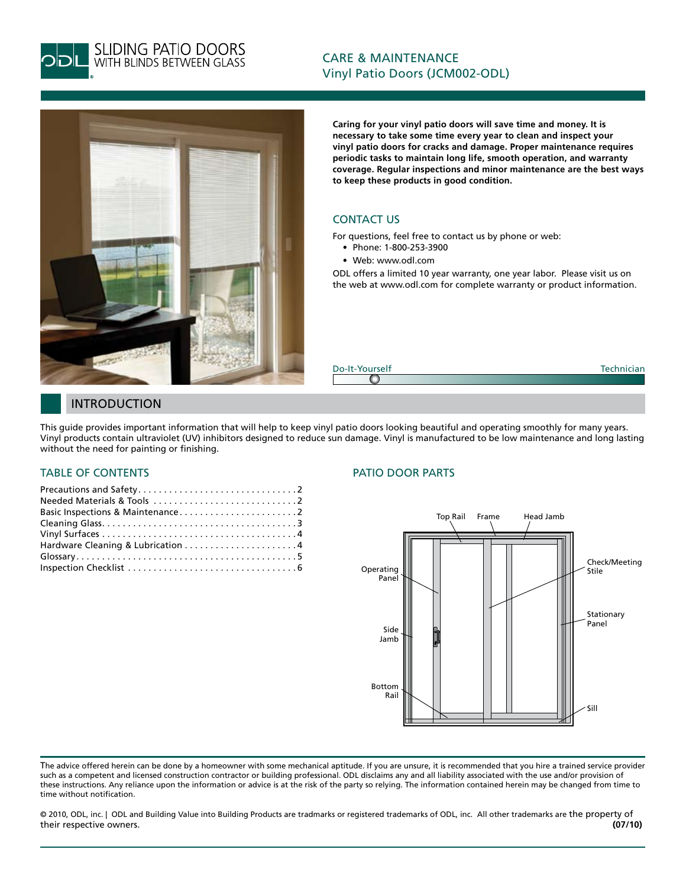# SLIDING PATIO DOORS WITH BLINDS BETWEEN GLASS

## CARE & MAINTENANCE
## Vinyl Patio Doors (JCM002-ODL)

**Caring for your vinyl patio doors will save time and money. It is necessary to take some time every year to clean and inspect your vinyl patio doors for cracks and damage. Proper maintenance requires periodic tasks to maintain long life, smooth operation, and warranty coverage. Regular inspections and minor maintenance are the best ways to keep these products in good condition.**

### CONTACT US

For questions, feel free to contact us by phone or web:

- Phone: 1-800-253-3900
- Web: www.odl.com

ODL offers a limited 10 year warranty, one year labor. Please visit us on the web at www.odl.com for complete warranty or product information.

Do-It-Yourself — Technician

## INTRODUCTION

This guide provides important information that will help to keep vinyl patio doors looking beautiful and operating smoothly for many years. Vinyl products contain ultraviolet (UV) inhibitors designed to reduce sun damage. Vinyl is manufactured to be low maintenance and long lasting without the need for painting or finishing.

### TABLE OF CONTENTS

| | |
|---|---|
| Precautions and Safety | 2 |
| Needed Materials & Tools | 2 |
| Basic Inspections & Maintenance | 2 |
| Cleaning Glass | 3 |
| Vinyl Surfaces | 4 |
| Hardware Cleaning & Lubrication | 4 |
| Glossary | 5 |
| Inspection Checklist | 6 |

### PATIO DOOR PARTS

Top Rail, Frame, Head Jamb, Check/Meeting Stile, Operating Panel, Stationary Panel, Side Jamb, Bottom Rail, Sill

The advice offered herein can be done by a homeowner with some mechanical aptitude. If you are unsure, it is recommended that you hire a trained service provider such as a competent and licensed construction contractor or building professional. ODL disclaims any and all liability associated with the use and/or provision of these instructions. Any reliance upon the information or advice is at the risk of the party so relying. The information contained herein may be changed from time to time without notification.

© 2010, ODL, inc. | ODL and Building Value into Building Products are tradmarks or registered trademarks of ODL, inc. All other trademarks are the property of their respective owners. **(07/10)**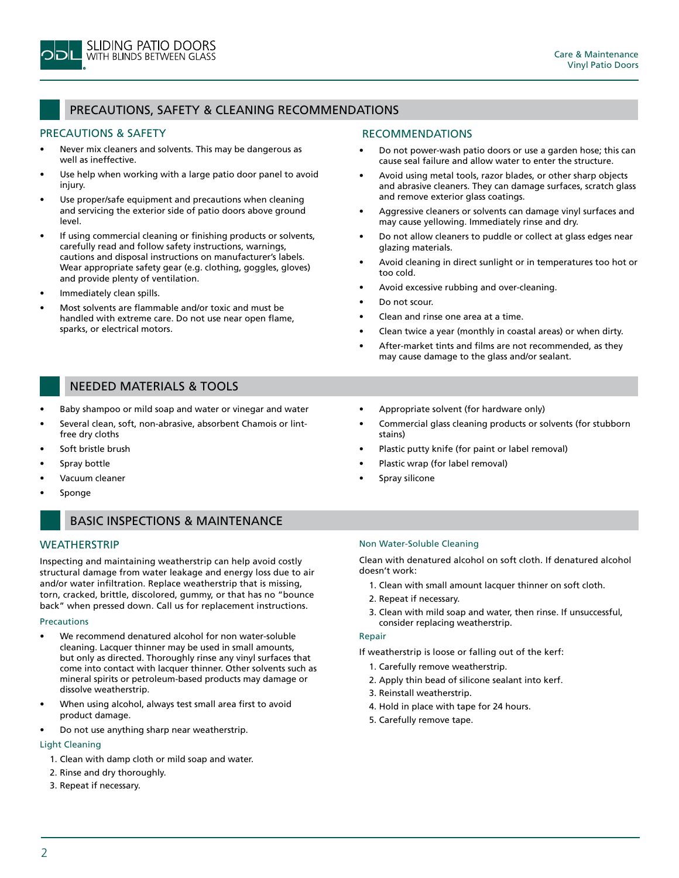## PRECAUTIONS, SAFETY & CLEANING RECOMMENDATIONS

### PRECAUTIONS & SAFETY

- Never mix cleaners and solvents. This may be dangerous as well as ineffective.
- Use help when working with a large patio door panel to avoid injury.
- Use proper/safe equipment and precautions when cleaning and servicing the exterior side of patio doors above ground level.
- If using commercial cleaning or finishing products or solvents, carefully read and follow safety instructions, warnings, cautions and disposal instructions on manufacturer's labels. Wear appropriate safety gear (e.g. clothing, goggles, gloves) and provide plenty of ventilation.
- Immediately clean spills.
- Most solvents are flammable and/or toxic and must be handled with extreme care. Do not use near open flame, sparks, or electrical motors.

### RECOMMENDATIONS

- Do not power-wash patio doors or use a garden hose; this can cause seal failure and allow water to enter the structure.
- Avoid using metal tools, razor blades, or other sharp objects and abrasive cleaners. They can damage surfaces, scratch glass and remove exterior glass coatings.
- Aggressive cleaners or solvents can damage vinyl surfaces and may cause yellowing. Immediately rinse and dry.
- Do not allow cleaners to puddle or collect at glass edges near glazing materials.
- Avoid cleaning in direct sunlight or in temperatures too hot or too cold.
- Avoid excessive rubbing and over-cleaning.
- Do not scour.
- Clean and rinse one area at a time.
- Clean twice a year (monthly in coastal areas) or when dirty.
- After-market tints and films are not recommended, as they may cause damage to the glass and/or sealant.

## NEEDED MATERIALS & TOOLS

- Baby shampoo or mild soap and water or vinegar and water
- Several clean, soft, non-abrasive, absorbent Chamois or lint-free dry cloths
- Soft bristle brush
- Spray bottle
- Vacuum cleaner
- Sponge
- Appropriate solvent (for hardware only)
- Commercial glass cleaning products or solvents (for stubborn stains)
- Plastic putty knife (for paint or label removal)
- Plastic wrap (for label removal)
- Spray silicone

## BASIC INSPECTIONS & MAINTENANCE

### WEATHERSTRIP

Inspecting and maintaining weatherstrip can help avoid costly structural damage from water leakage and energy loss due to air and/or water infiltration. Replace weatherstrip that is missing, torn, cracked, brittle, discolored, gummy, or that has no "bounce back" when pressed down. Call us for replacement instructions.

#### Precautions

- We recommend denatured alcohol for non water-soluble cleaning. Lacquer thinner may be used in small amounts, but only as directed. Thoroughly rinse any vinyl surfaces that come into contact with lacquer thinner. Other solvents such as mineral spirits or petroleum-based products may damage or dissolve weatherstrip.
- When using alcohol, always test small area first to avoid product damage.
- Do not use anything sharp near weatherstrip.

#### Light Cleaning

1. Clean with damp cloth or mild soap and water.
2. Rinse and dry thoroughly.
3. Repeat if necessary.

#### Non Water-Soluble Cleaning

Clean with denatured alcohol on soft cloth. If denatured alcohol doesn't work:

1. Clean with small amount lacquer thinner on soft cloth.
2. Repeat if necessary.
3. Clean with mild soap and water, then rinse. If unsuccessful, consider replacing weatherstrip.

#### Repair

If weatherstrip is loose or falling out of the kerf:

1. Carefully remove weatherstrip.
2. Apply thin bead of silicone sealant into kerf.
3. Reinstall weatherstrip.
4. Hold in place with tape for 24 hours.
5. Carefully remove tape.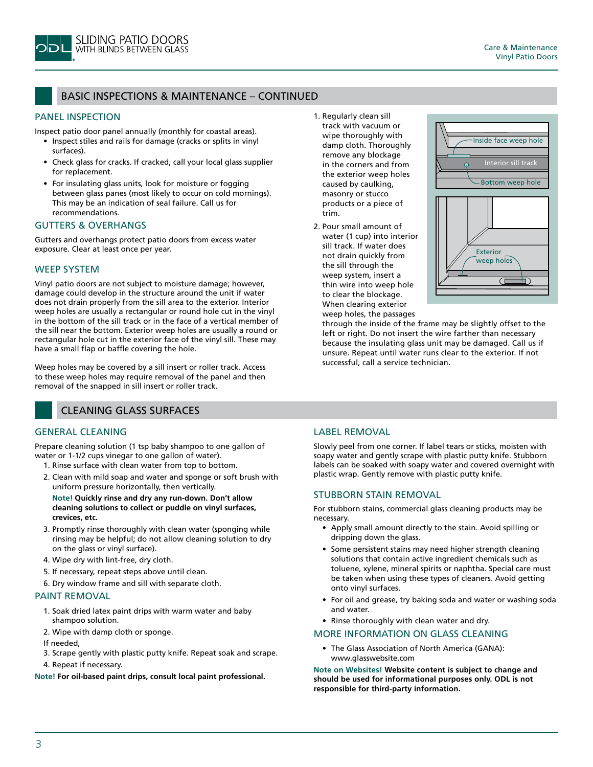## BASIC INSPECTIONS & MAINTENANCE – CONTINUED

### PANEL INSPECTION

Inspect patio door panel annually (monthly for coastal areas).

- Inspect stiles and rails for damage (cracks or splits in vinyl surfaces).
- Check glass for cracks. If cracked, call your local glass supplier for replacement.
- For insulating glass units, look for moisture or fogging between glass panes (most likely to occur on cold mornings). This may be an indication of seal failure. Call us for recommendations.

### GUTTERS & OVERHANGS

Gutters and overhangs protect patio doors from excess water exposure. Clear at least once per year.

### WEEP SYSTEM

Vinyl patio doors are not subject to moisture damage; however, damage could develop in the structure around the unit if water does not drain properly from the sill area to the exterior. Interior weep holes are usually a rectangular or round hole cut in the vinyl in the bottom of the sill track or in the face of a vertical member of the sill near the bottom. Exterior weep holes are usually a round or rectangular hole cut in the exterior face of the vinyl sill. These may have a small flap or baffle covering the hole.

Weep holes may be covered by a sill insert or roller track. Access to these weep holes may require removal of the panel and then removal of the snapped in sill insert or roller track.

1. Regularly clean sill track with vacuum or wipe thoroughly with damp cloth. Thoroughly remove any blockage in the corners and from the exterior weep holes caused by caulking, masonry or stucco products or a piece of trim.
2. Pour small amount of water (1 cup) into interior sill track. If water does not drain quickly from the sill through the weep system, insert a thin wire into weep hole to clear the blockage. When clearing exterior weep holes, the passages through the inside of the frame may be slightly offset to the left or right. Do not insert the wire farther than necessary because the insulating glass unit may be damaged. Call us if unsure. Repeat until water runs clear to the exterior. If not successful, call a service technician.

Inside face weep hole
Interior sill track
Bottom weep hole
Exterior weep holes

## CLEANING GLASS SURFACES

### GENERAL CLEANING

Prepare cleaning solution (1 tsp baby shampoo to one gallon of water or 1-1/2 cups vinegar to one gallon of water).

1. Rinse surface with clean water from top to bottom.
2. Clean with mild soap and water and sponge or soft brush with uniform pressure horizontally, then vertically.

   **Note! Quickly rinse and dry any run-down. Don't allow cleaning solutions to collect or puddle on vinyl surfaces, crevices, etc.**
3. Promptly rinse thoroughly with clean water (sponging while rinsing may be helpful; do not allow cleaning solution to dry on the glass or vinyl surface).
4. Wipe dry with lint-free, dry cloth.
5. If necessary, repeat steps above until clean.
6. Dry window frame and sill with separate cloth.

### PAINT REMOVAL

1. Soak dried latex paint drips with warm water and baby shampoo solution.
2. Wipe with damp cloth or sponge.

If needed,

3. Scrape gently with plastic putty knife. Repeat soak and scrape.
4. Repeat if necessary.

**Note! For oil-based paint drips, consult local paint professional.**

### LABEL REMOVAL

Slowly peel from one corner. If label tears or sticks, moisten with soapy water and gently scrape with plastic putty knife. Stubborn labels can be soaked with soapy water and covered overnight with plastic wrap. Gently remove with plastic putty knife.

### STUBBORN STAIN REMOVAL

For stubborn stains, commercial glass cleaning products may be necessary.

- Apply small amount directly to the stain. Avoid spilling or dripping down the glass.
- Some persistent stains may need higher strength cleaning solutions that contain active ingredient chemicals such as toluene, xylene, mineral spirits or naphtha. Special care must be taken when using these types of cleaners. Avoid getting onto vinyl surfaces.
- For oil and grease, try baking soda and water or washing soda and water.
- Rinse thoroughly with clean water and dry.

### MORE INFORMATION ON GLASS CLEANING

- The Glass Association of North America (GANA): www.glasswebsite.com

**Note on Websites! Website content is subject to change and should be used for informational purposes only. ODL is not responsible for third-party information.**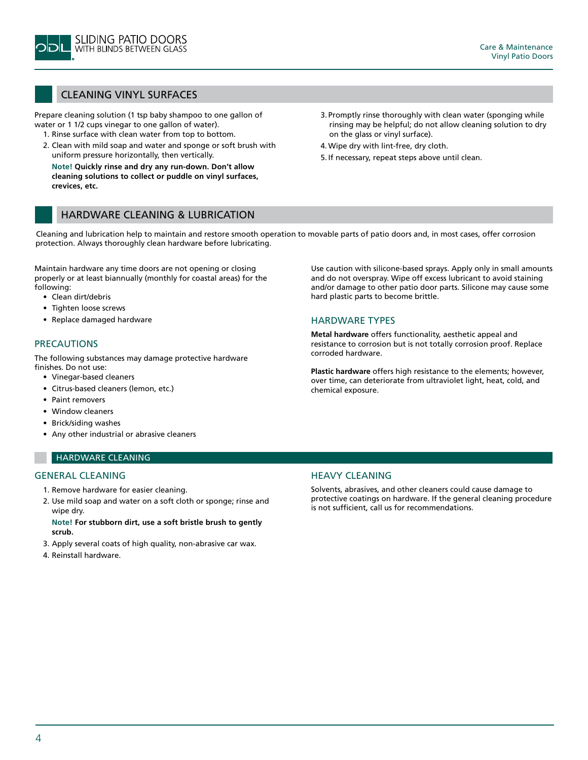## CLEANING VINYL SURFACES

Prepare cleaning solution (1 tsp baby shampoo to one gallon of water or 1 1/2 cups vinegar to one gallon of water).

1. Rinse surface with clean water from top to bottom.
2. Clean with mild soap and water and sponge or soft brush with uniform pressure horizontally, then vertically.

   **Note! Quickly rinse and dry any run-down. Don't allow cleaning solutions to collect or puddle on vinyl surfaces, crevices, etc.**

3. Promptly rinse thoroughly with clean water (sponging while rinsing may be helpful; do not allow cleaning solution to dry on the glass or vinyl surface).
4. Wipe dry with lint-free, dry cloth.
5. If necessary, repeat steps above until clean.

## HARDWARE CLEANING & LUBRICATION

Cleaning and lubrication help to maintain and restore smooth operation to movable parts of patio doors and, in most cases, offer corrosion protection. Always thoroughly clean hardware before lubricating.

Maintain hardware any time doors are not opening or closing properly or at least biannually (monthly for coastal areas) for the following:

- Clean dirt/debris
- Tighten loose screws
- Replace damaged hardware

### PRECAUTIONS

The following substances may damage protective hardware finishes. Do not use:

- Vinegar-based cleaners
- Citrus-based cleaners (lemon, etc.)
- Paint removers
- Window cleaners
- Brick/siding washes
- Any other industrial or abrasive cleaners

Use caution with silicone-based sprays. Apply only in small amounts and do not overspray. Wipe off excess lubricant to avoid staining and/or damage to other patio door parts. Silicone may cause some hard plastic parts to become brittle.

### HARDWARE TYPES

**Metal hardware** offers functionality, aesthetic appeal and resistance to corrosion but is not totally corrosion proof. Replace corroded hardware.

**Plastic hardware** offers high resistance to the elements; however, over time, can deteriorate from ultraviolet light, heat, cold, and chemical exposure.

## HARDWARE CLEANING

### GENERAL CLEANING

1. Remove hardware for easier cleaning.
2. Use mild soap and water on a soft cloth or sponge; rinse and wipe dry.

   **Note! For stubborn dirt, use a soft bristle brush to gently scrub.**

3. Apply several coats of high quality, non-abrasive car wax.
4. Reinstall hardware.

### HEAVY CLEANING

Solvents, abrasives, and other cleaners could cause damage to protective coatings on hardware. If the general cleaning procedure is not sufficient, call us for recommendations.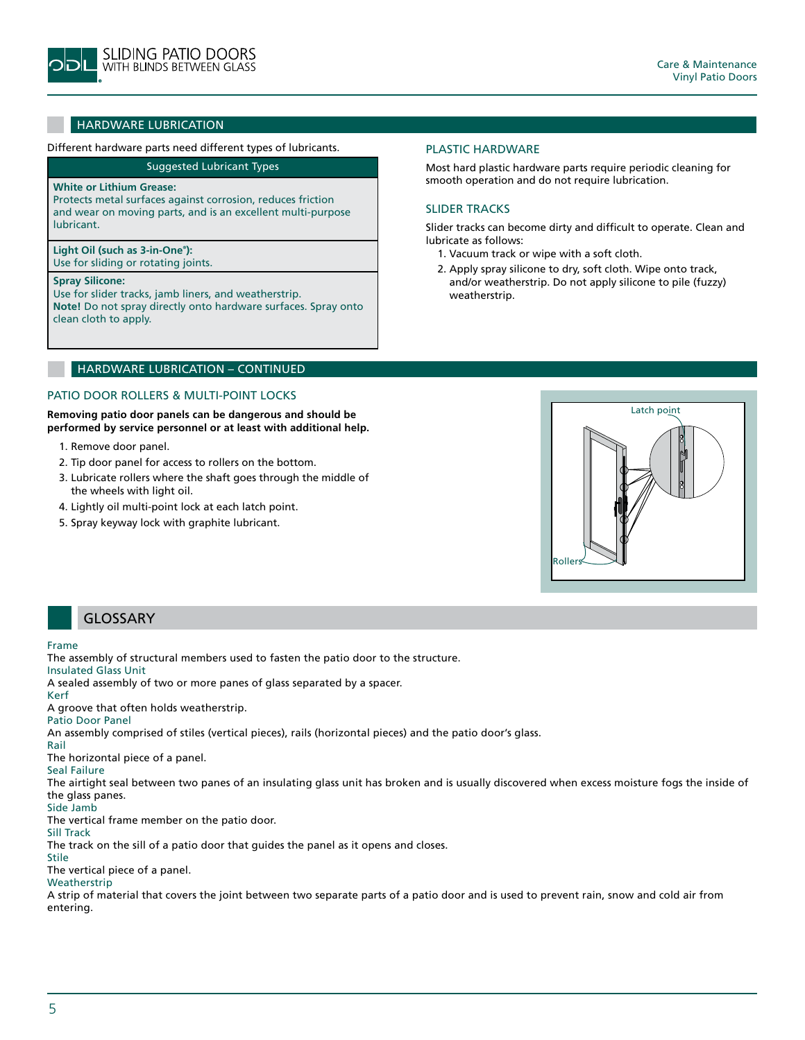## HARDWARE LUBRICATION

Different hardware parts need different types of lubricants.

| Suggested Lubricant Types |
| --- |
| **White or Lithium Grease:** Protects metal surfaces against corrosion, reduces friction and wear on moving parts, and is an excellent multi-purpose lubricant. |
| **Light Oil (such as 3-in-One®):** Use for sliding or rotating joints. |
| **Spray Silicone:** Use for slider tracks, jamb liners, and weatherstrip. **Note!** Do not spray directly onto hardware surfaces. Spray onto clean cloth to apply. |

### PLASTIC HARDWARE

Most hard plastic hardware parts require periodic cleaning for smooth operation and do not require lubrication.

### SLIDER TRACKS

Slider tracks can become dirty and difficult to operate. Clean and lubricate as follows:

1. Vacuum track or wipe with a soft cloth.
2. Apply spray silicone to dry, soft cloth. Wipe onto track, and/or weatherstrip. Do not apply silicone to pile (fuzzy) weatherstrip.

## HARDWARE LUBRICATION – CONTINUED

### PATIO DOOR ROLLERS & MULTI-POINT LOCKS

**Removing patio door panels can be dangerous and should be performed by service personnel or at least with additional help.**

1. Remove door panel.
2. Tip door panel for access to rollers on the bottom.
3. Lubricate rollers where the shaft goes through the middle of the wheels with light oil.
4. Lightly oil multi-point lock at each latch point.
5. Spray keyway lock with graphite lubricant.

Latch point

Rollers

## GLOSSARY

**Frame**
The assembly of structural members used to fasten the patio door to the structure.

**Insulated Glass Unit**
A sealed assembly of two or more panes of glass separated by a spacer.

**Kerf**
A groove that often holds weatherstrip.

**Patio Door Panel**
An assembly comprised of stiles (vertical pieces), rails (horizontal pieces) and the patio door's glass.

**Rail**
The horizontal piece of a panel.

**Seal Failure**
The airtight seal between two panes of an insulating glass unit has broken and is usually discovered when excess moisture fogs the inside of the glass panes.

**Side Jamb**
The vertical frame member on the patio door.

**Sill Track**
The track on the sill of a patio door that guides the panel as it opens and closes.

**Stile**
The vertical piece of a panel.

**Weatherstrip**
A strip of material that covers the joint between two separate parts of a patio door and is used to prevent rain, snow and cold air from entering.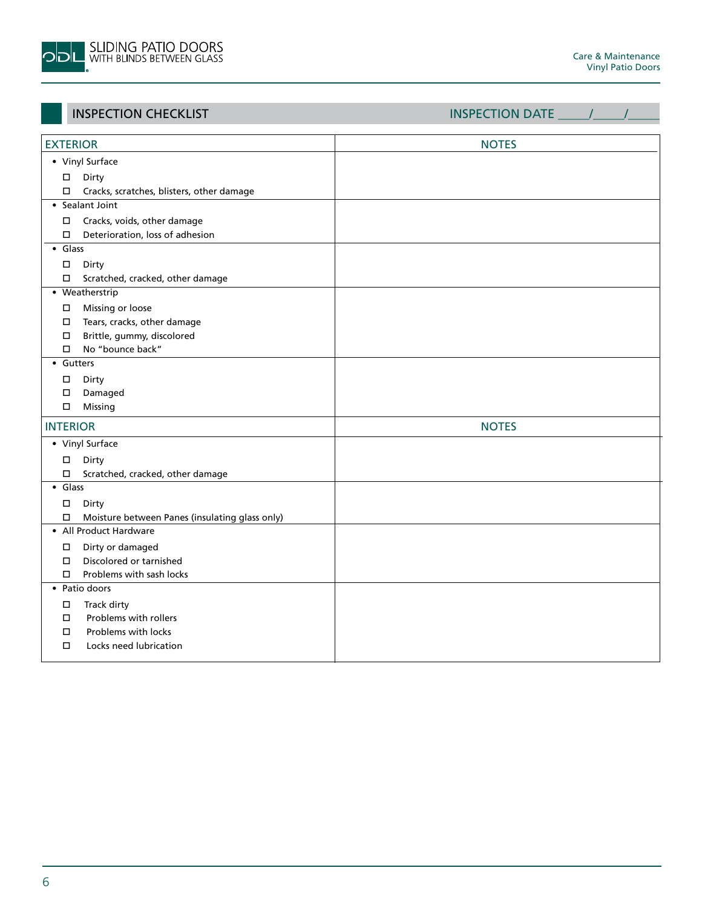## INSPECTION CHECKLIST

INSPECTION DATE _____/_____/_____

| EXTERIOR | NOTES |
|---|---|
| • Vinyl Surface<br>☐ Dirty<br>☐ Cracks, scratches, blisters, other damage | |
| • Sealant Joint<br>☐ Cracks, voids, other damage<br>☐ Deterioration, loss of adhesion | |
| • Glass<br>☐ Dirty<br>☐ Scratched, cracked, other damage | |
| • Weatherstrip<br>☐ Missing or loose<br>☐ Tears, cracks, other damage<br>☐ Brittle, gummy, discolored<br>☐ No "bounce back" | |
| • Gutters<br>☐ Dirty<br>☐ Damaged<br>☐ Missing | |

| INTERIOR | NOTES |
|---|---|
| • Vinyl Surface<br>☐ Dirty<br>☐ Scratched, cracked, other damage | |
| • Glass<br>☐ Dirty<br>☐ Moisture between Panes (insulating glass only) | |
| • All Product Hardware<br>☐ Dirty or damaged<br>☐ Discolored or tarnished<br>☐ Problems with sash locks | |
| • Patio doors<br>☐ Track dirty<br>☐ Problems with rollers<br>☐ Problems with locks<br>☐ Locks need lubrication | |